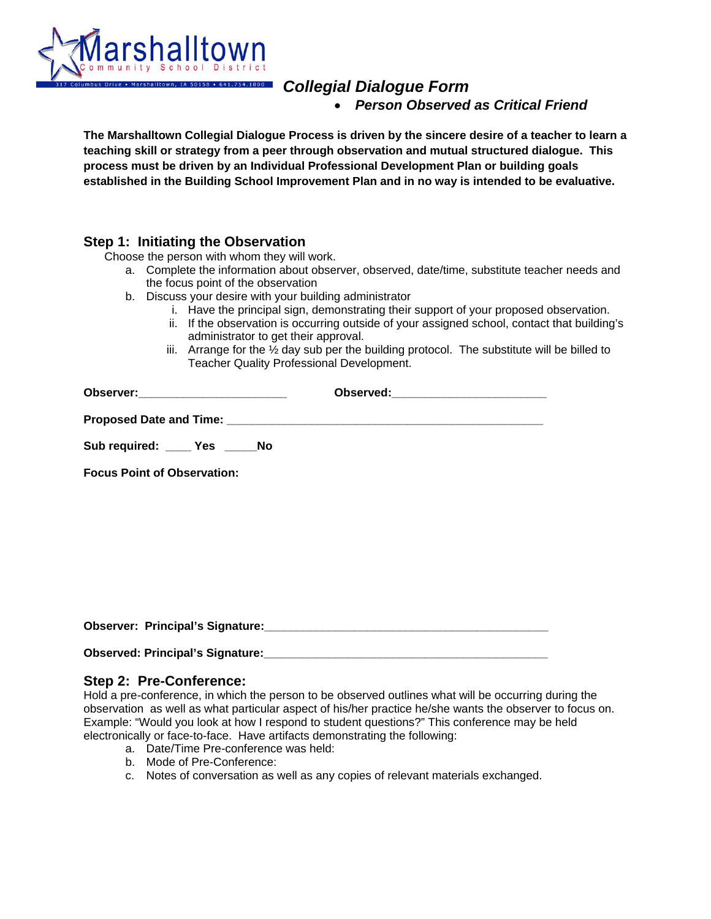Marshalltown Community School District

317 Columbus Drive • Marshalltown, IA 50158 • 641.754.1000

# *Collegial Dialogue Form*

- ***Person Observed as Critical Friend***

**The Marshalltown Collegial Dialogue Process is driven by the sincere desire of a teacher to learn a teaching skill or strategy from a peer through observation and mutual structured dialogue. This process must be driven by an Individual Professional Development Plan or building goals established in the Building School Improvement Plan and in no way is intended to be evaluative.**

## Step 1: Initiating the Observation

Choose the person with whom they will work.

a. Complete the information about observer, observed, date/time, substitute teacher needs and the focus point of the observation
b. Discuss your desire with your building administrator
    i. Have the principal sign, demonstrating their support of your proposed observation.
    ii. If the observation is occurring outside of your assigned school, contact that building's administrator to get their approval.
    iii. Arrange for the ½ day sub per the building protocol. The substitute will be billed to Teacher Quality Professional Development.

**Observer:**________________________ **Observed:**________________________

**Proposed Date and Time:** ___________________________________________________

**Sub required:** ____ **Yes** _____**No**

**Focus Point of Observation:**

**Observer: Principal's Signature:**_____________________________________________

**Observed: Principal's Signature:**_____________________________________________

## Step 2: Pre-Conference:

Hold a pre-conference, in which the person to be observed outlines what will be occurring during the observation as well as what particular aspect of his/her practice he/she wants the observer to focus on. Example: "Would you look at how I respond to student questions?" This conference may be held electronically or face-to-face. Have artifacts demonstrating the following:

a. Date/Time Pre-conference was held:
b. Mode of Pre-Conference:
c. Notes of conversation as well as any copies of relevant materials exchanged.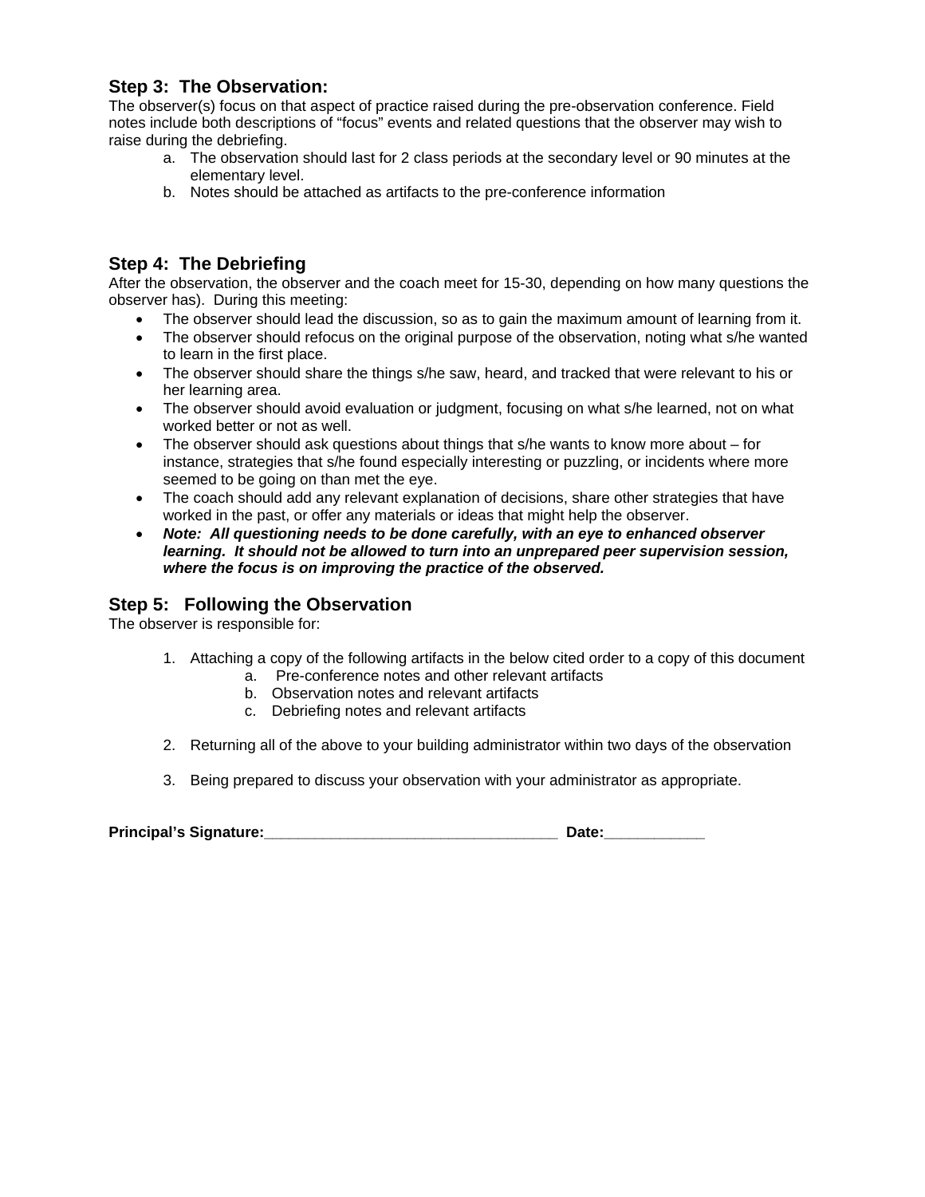## Step 3:  The Observation:

The observer(s) focus on that aspect of practice raised during the pre-observation conference. Field notes include both descriptions of "focus" events and related questions that the observer may wish to raise during the debriefing.

a. The observation should last for 2 class periods at the secondary level or 90 minutes at the elementary level.
b. Notes should be attached as artifacts to the pre-conference information

## Step 4:  The Debriefing

After the observation, the observer and the coach meet for 15-30, depending on how many questions the observer has).  During this meeting:

- The observer should lead the discussion, so as to gain the maximum amount of learning from it.
- The observer should refocus on the original purpose of the observation, noting what s/he wanted to learn in the first place.
- The observer should share the things s/he saw, heard, and tracked that were relevant to his or her learning area.
- The observer should avoid evaluation or judgment, focusing on what s/he learned, not on what worked better or not as well.
- The observer should ask questions about things that s/he wants to know more about – for instance, strategies that s/he found especially interesting or puzzling, or incidents where more seemed to be going on than met the eye.
- The coach should add any relevant explanation of decisions, share other strategies that have worked in the past, or offer any materials or ideas that might help the observer.
- ***Note:  All questioning needs to be done carefully, with an eye to enhanced observer learning.  It should not be allowed to turn into an unprepared peer supervision session, where the focus is on improving the practice of the observed.***

## Step 5:   Following the Observation

The observer is responsible for:

1. Attaching a copy of the following artifacts in the below cited order to a copy of this document
    a. Pre-conference notes and other relevant artifacts
    b. Observation notes and relevant artifacts
    c. Debriefing notes and relevant artifacts

2. Returning all of the above to your building administrator within two days of the observation

3. Being prepared to discuss your observation with your administrator as appropriate.

**Principal's Signature:**___________________________________ **Date:**____________